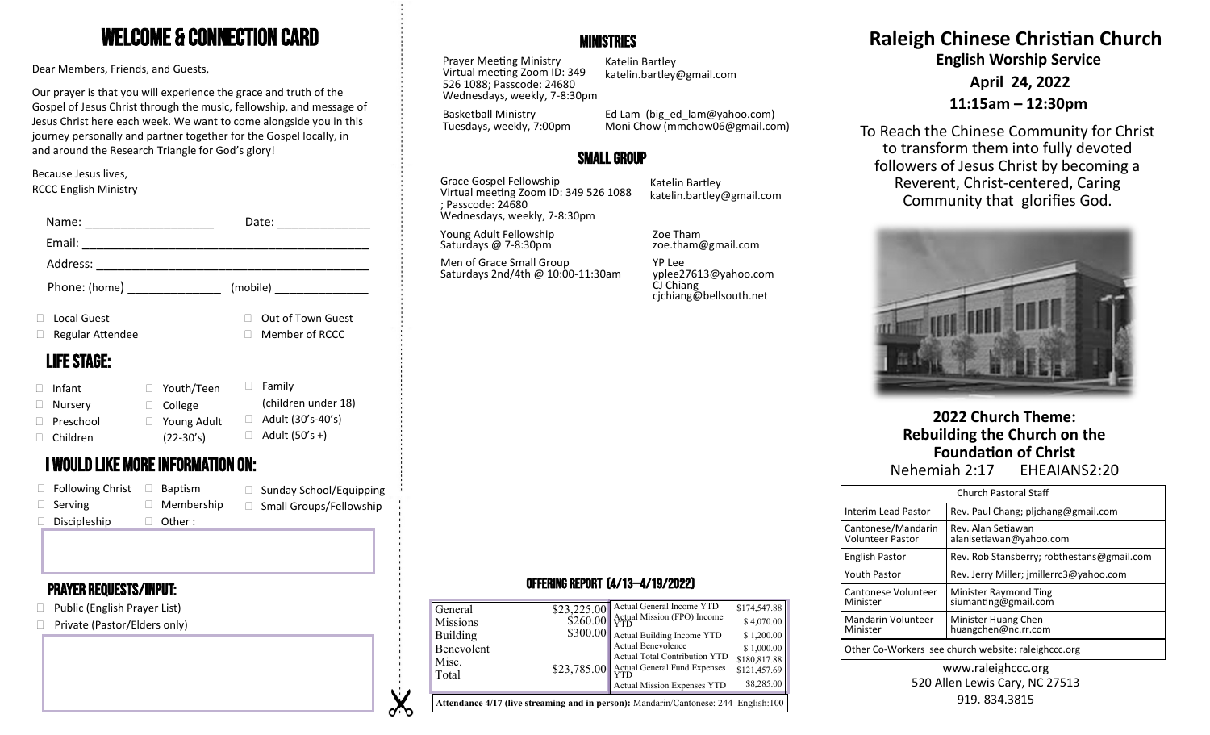# WELCOME & CONNECTION CARD

Dear Members, Friends, and Guests,

Our prayer is that you will experience the grace and truth of the Gospel of Jesus Christ through the music, fellowship, and message of Jesus Christ here each week. We want to come alongside you in this journey personally and partner together for the Gospel locally, in and around the Research Triangle for God's glory!

Because Jesus lives,
RCCC English Ministry

Name: ____________________ Date: ______________

Email: ___________________________________________

Address: _________________________________________

Phone: (home) ______________ (mobile) ______________

- Local Guest
- Out of Town Guest
- Regular Attendee
- Member of RCCC

## LIFE STAGE:

- Infant
- Nursery
- Preschool
- Children
- Youth/Teen
- College
- Young Adult (22-30's)
- Family (children under 18)
- Adult (30's-40's)
- Adult (50's +)

## I WOULD LIKE MORE INFORMATION ON:

- Following Christ
- Serving
- Discipleship
- Baptism
- Membership
- Other :
- Sunday School/Equipping
- Small Groups/Fellowship

## PRAYER REQUESTS/INPUT:

- Public (English Prayer List)
- Private (Pastor/Elders only)

## MINISTRIES

Prayer Meeting Ministry
Virtual meeting Zoom ID: 349 526 1088; Passcode: 24680
Wednesdays, weekly, 7-8:30pm
Katelin Bartley
katelin.bartley@gmail.com

Basketball Ministry
Tuesdays, weekly, 7:00pm
Ed Lam (big_ed_lam@yahoo.com)
Moni Chow (mmchow06@gmail.com)

## SMALL GROUP

Grace Gospel Fellowship
Virtual meeting Zoom ID: 349 526 1088 ; Passcode: 24680
Wednesdays, weekly, 7-8:30pm
Katelin Bartley
katelin.bartley@gmail.com

Young Adult Fellowship
Saturdays @ 7-8:30pm
Zoe Tham
zoe.tham@gmail.com

Men of Grace Small Group
Saturdays 2nd/4th @ 10:00-11:30am
YP Lee
yplee27613@yahoo.com
CJ Chiang
cjchiang@bellsouth.net

## OFFERING REPORT (4/13—4/19/2022)

| | | | |
|---|---|---|---|
| General | \$23,225.00 | Actual General Income YTD | \$174,547.88 |
| Missions | \$260.00 | Actual Mission (FPO) Income YTD | \$ 4,070.00 |
| Building | \$300.00 | Actual Building Income YTD | \$ 1,200.00 |
| Benevolent | | Actual Benevolence | \$ 1,000.00 |
| Misc. | | Actual Total Contribution YTD | \$180,817.88 |
| Total | \$23,785.00 | Actual General Fund Expenses YTD | \$121,457.69 |
| | | Actual Mission Expenses YTD | \$8,285.00 |

**Attendance 4/17 (live streaming and in person):** Mandarin/Cantonese: 244 English:100

# Raleigh Chinese Christian Church

**English Worship Service**

**April 24, 2022**

**11:15am – 12:30pm**

To Reach the Chinese Community for Christ to transform them into fully devoted followers of Jesus Christ by becoming a Reverent, Christ-centered, Caring Community that glorifies God.

**2022 Church Theme: Rebuilding the Church on the Foundation of Christ**
Nehemiah 2:17 EHEAIANS2:20

| Church Pastoral Staff | |
|---|---|
| Interim Lead Pastor | Rev. Paul Chang; pljchang@gmail.com |
| Cantonese/Mandarin Volunteer Pastor | Rev. Alan Setiawan alanlsetiawan@yahoo.com |
| English Pastor | Rev. Rob Stansberry; robthestans@gmail.com |
| Youth Pastor | Rev. Jerry Miller; jmillerrc3@yahoo.com |
| Cantonese Volunteer Minister | Minister Raymond Ting siumanting@gmail.com |
| Mandarin Volunteer Minister | Minister Huang Chen huangchen@nc.rr.com |
| Other Co-Workers see church website: raleighccc.org | |

www.raleighccc.org
520 Allen Lewis Cary, NC 27513
919. 834.3815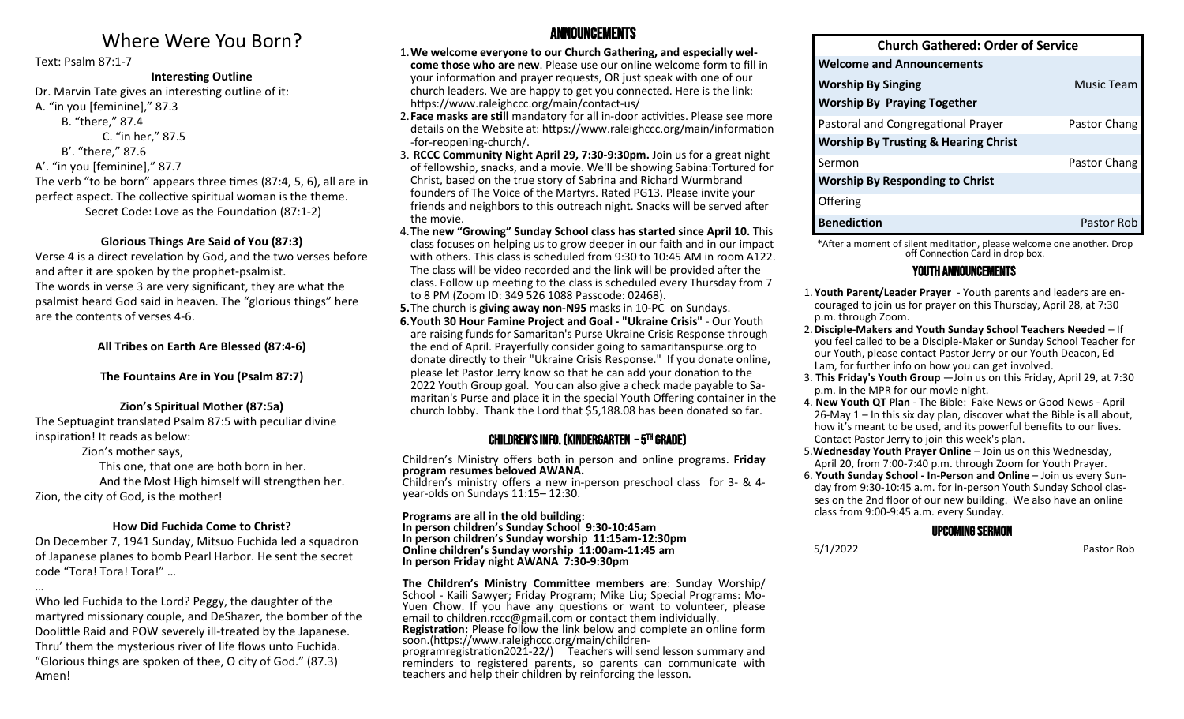# Where Were You Born?

Text: Psalm 87:1-7

### Interesting Outline

Dr. Marvin Tate gives an interesting outline of it:

A. "in you [feminine]," 87.3

B. "there," 87.4

C. "in her," 87.5

B'. "there," 87.6

A'. "in you [feminine]," 87.7

The verb "to be born" appears three times (87:4, 5, 6), all are in perfect aspect. The collective spiritual woman is the theme.

Secret Code: Love as the Foundation (87:1-2)

### Glorious Things Are Said of You (87:3)

Verse 4 is a direct revelation by God, and the two verses before and after it are spoken by the prophet-psalmist.

The words in verse 3 are very significant, they are what the psalmist heard God said in heaven. The "glorious things" here are the contents of verses 4-6.

### All Tribes on Earth Are Blessed (87:4-6)

### The Fountains Are in You (Psalm 87:7)

### Zion's Spiritual Mother (87:5a)

The Septuagint translated Psalm 87:5 with peculiar divine inspiration! It reads as below:

Zion's mother says,

This one, that one are both born in her.

And the Most High himself will strengthen her.

Zion, the city of God, is the mother!

### How Did Fuchida Come to Christ?

On December 7, 1941 Sunday, Mitsuo Fuchida led a squadron of Japanese planes to bomb Pearl Harbor. He sent the secret code "Tora! Tora! Tora!" …

…

Who led Fuchida to the Lord? Peggy, the daughter of the martyred missionary couple, and DeShazer, the bomber of the Doolittle Raid and POW severely ill-treated by the Japanese. Thru' them the mysterious river of life flows unto Fuchida. "Glorious things are spoken of thee, O city of God." (87.3) Amen!

## ANNOUNCEMENTS

1. **We welcome everyone to our Church Gathering, and especially welcome those who are new**. Please use our online welcome form to fill in your information and prayer requests, OR just speak with one of our church leaders. We are happy to get you connected. Here is the link: https://www.raleighccc.org/main/contact-us/
2. **Face masks are still** mandatory for all in-door activities. Please see more details on the Website at: https://www.raleighccc.org/main/information-for-reopening-church/.
3. **RCCC Community Night April 29, 7:30-9:30pm.** Join us for a great night of fellowship, snacks, and a movie. We'll be showing Sabina:Tortured for Christ, based on the true story of Sabrina and Richard Wurmbrand founders of The Voice of the Martyrs. Rated PG13. Please invite your friends and neighbors to this outreach night. Snacks will be served after the movie.
4. **The new "Growing" Sunday School class has started since April 10.** This class focuses on helping us to grow deeper in our faith and in our impact with others. This class is scheduled from 9:30 to 10:45 AM in room A122. The class will be video recorded and the link will be provided after the class. Follow up meeting to the class is scheduled every Thursday from 7 to 8 PM (Zoom ID: 349 526 1088 Passcode: 02468).
5. The church is **giving away non-N95** masks in 10-PC on Sundays.
6. **Youth 30 Hour Famine Project and Goal - "Ukraine Crisis"** - Our Youth are raising funds for Samaritan's Purse Ukraine Crisis Response through the end of April. Prayerfully consider going to samaritanspurse.org to donate directly to their "Ukraine Crisis Response." If you donate online, please let Pastor Jerry know so that he can add your donation to the 2022 Youth Group goal. You can also give a check made payable to Samaritan's Purse and place it in the special Youth Offering container in the church lobby. Thank the Lord that $5,188.08 has been donated so far.

## CHILDREN'S INFO. (KINDERGARTEN – 5TH GRADE)

Children's Ministry offers both in person and online programs. **Friday program resumes beloved AWANA.**

Children's ministry offers a new in-person preschool class for 3- & 4-year-olds on Sundays 11:15– 12:30.

**Programs are all in the old building:**
**In person children's Sunday School 9:30-10:45am**
**In person children's Sunday worship 11:15am-12:30pm**
**Online children's Sunday worship 11:00am-11:45 am**
**In person Friday night AWANA 7:30-9:30pm**

**The Children's Ministry Committee members are**: Sunday Worship/ School - Kaili Sawyer; Friday Program; Mike Liu; Special Programs: Mo-Yuen Chow. If you have any questions or want to volunteer, please email to children.rccc@gmail.com or contact them individually.

**Registration:** Please follow the link below and complete an online form soon.(https://www.raleighccc.org/main/children-programregistration2021-22/) Teachers will send lesson summary and reminders to registered parents, so parents can communicate with teachers and help their children by reinforcing the lesson.

| Church Gathered: Order of Service | |
|---|---|
| **Welcome and Announcements** | |
| **Worship By Singing** | Music Team |
| **Worship By Praying Together** | |
| Pastoral and Congregational Prayer | Pastor Chang |
| **Worship By Trusting & Hearing Christ** | |
| Sermon | Pastor Chang |
| **Worship By Responding to Christ** | |
| Offering | |
| **Benediction** | Pastor Rob |

*After a moment of silent meditation, please welcome one another. Drop off Connection Card in drop box.

## YOUTH ANNOUNCEMENTS

1. **Youth Parent/Leader Prayer** - Youth parents and leaders are encouraged to join us for prayer on this Thursday, April 28, at 7:30 p.m. through Zoom.
2. **Disciple-Makers and Youth Sunday School Teachers Needed** – If you feel called to be a Disciple-Maker or Sunday School Teacher for our Youth, please contact Pastor Jerry or our Youth Deacon, Ed Lam, for further info on how you can get involved.
3. **This Friday's Youth Group** —Join us on this Friday, April 29, at 7:30 p.m. in the MPR for our movie night.
4. **New Youth QT Plan** - The Bible: Fake News or Good News - April 26-May 1 – In this six day plan, discover what the Bible is all about, how it's meant to be used, and its powerful benefits to our lives. Contact Pastor Jerry to join this week's plan.
5. **Wednesday Youth Prayer Online** – Join us on this Wednesday, April 20, from 7:00-7:40 p.m. through Zoom for Youth Prayer.
6. **Youth Sunday School - In-Person and Online** – Join us every Sunday from 9:30-10:45 a.m. for in-person Youth Sunday School classes on the 2nd floor of our new building. We also have an online class from 9:00-9:45 a.m. every Sunday.

## UPCOMING SERMON

5/1/2022 Pastor Rob